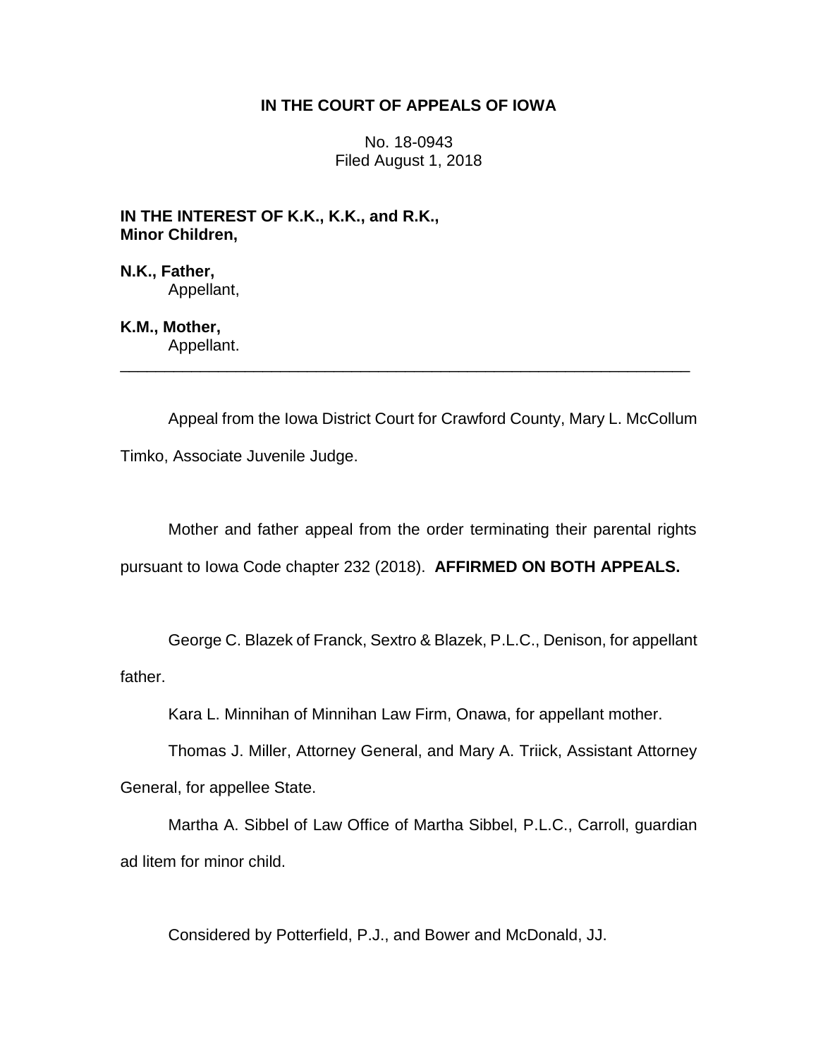**IN THE COURT OF APPEALS OF IOWA**

No. 18-0943
Filed August 1, 2018

**IN THE INTEREST OF K.K., K.K., and R.K., Minor Children,**

**N.K., Father,**
Appellant,

**K.M., Mother,**
Appellant.

---

Appeal from the Iowa District Court for Crawford County, Mary L. McCollum Timko, Associate Juvenile Judge.

Mother and father appeal from the order terminating their parental rights pursuant to Iowa Code chapter 232 (2018). **AFFIRMED ON BOTH APPEALS.**

George C. Blazek of Franck, Sextro & Blazek, P.L.C., Denison, for appellant father.

Kara L. Minnihan of Minnihan Law Firm, Onawa, for appellant mother.

Thomas J. Miller, Attorney General, and Mary A. Triick, Assistant Attorney General, for appellee State.

Martha A. Sibbel of Law Office of Martha Sibbel, P.L.C., Carroll, guardian ad litem for minor child.

Considered by Potterfield, P.J., and Bower and McDonald, JJ.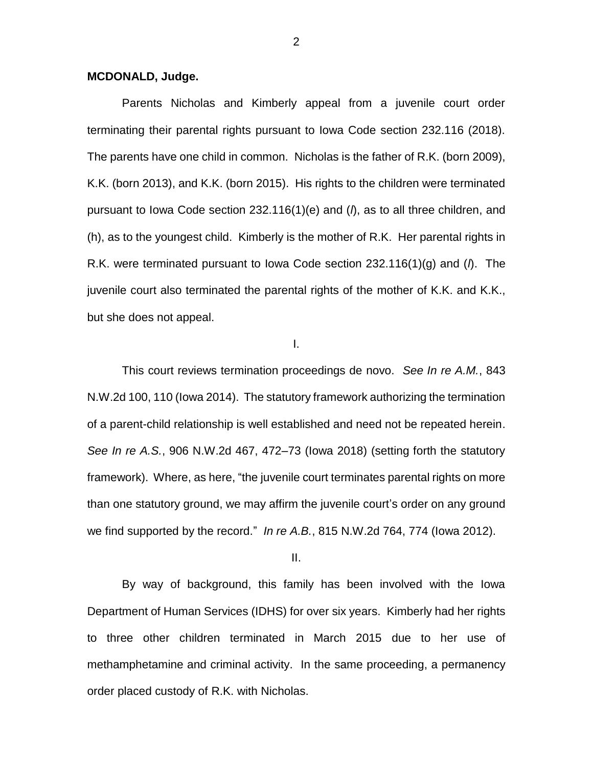**MCDONALD, Judge.**

Parents Nicholas and Kimberly appeal from a juvenile court order terminating their parental rights pursuant to Iowa Code section 232.116 (2018). The parents have one child in common. Nicholas is the father of R.K. (born 2009), K.K. (born 2013), and K.K. (born 2015). His rights to the children were terminated pursuant to Iowa Code section 232.116(1)(e) and (*l*), as to all three children, and (h), as to the youngest child. Kimberly is the mother of R.K. Her parental rights in R.K. were terminated pursuant to Iowa Code section 232.116(1)(g) and (*l*). The juvenile court also terminated the parental rights of the mother of K.K. and K.K., but she does not appeal.

I.

This court reviews termination proceedings de novo. *See In re A.M.*, 843 N.W.2d 100, 110 (Iowa 2014). The statutory framework authorizing the termination of a parent-child relationship is well established and need not be repeated herein. *See In re A.S.*, 906 N.W.2d 467, 472–73 (Iowa 2018) (setting forth the statutory framework). Where, as here, "the juvenile court terminates parental rights on more than one statutory ground, we may affirm the juvenile court's order on any ground we find supported by the record." *In re A.B.*, 815 N.W.2d 764, 774 (Iowa 2012).

II.

By way of background, this family has been involved with the Iowa Department of Human Services (IDHS) for over six years. Kimberly had her rights to three other children terminated in March 2015 due to her use of methamphetamine and criminal activity. In the same proceeding, a permanency order placed custody of R.K. with Nicholas.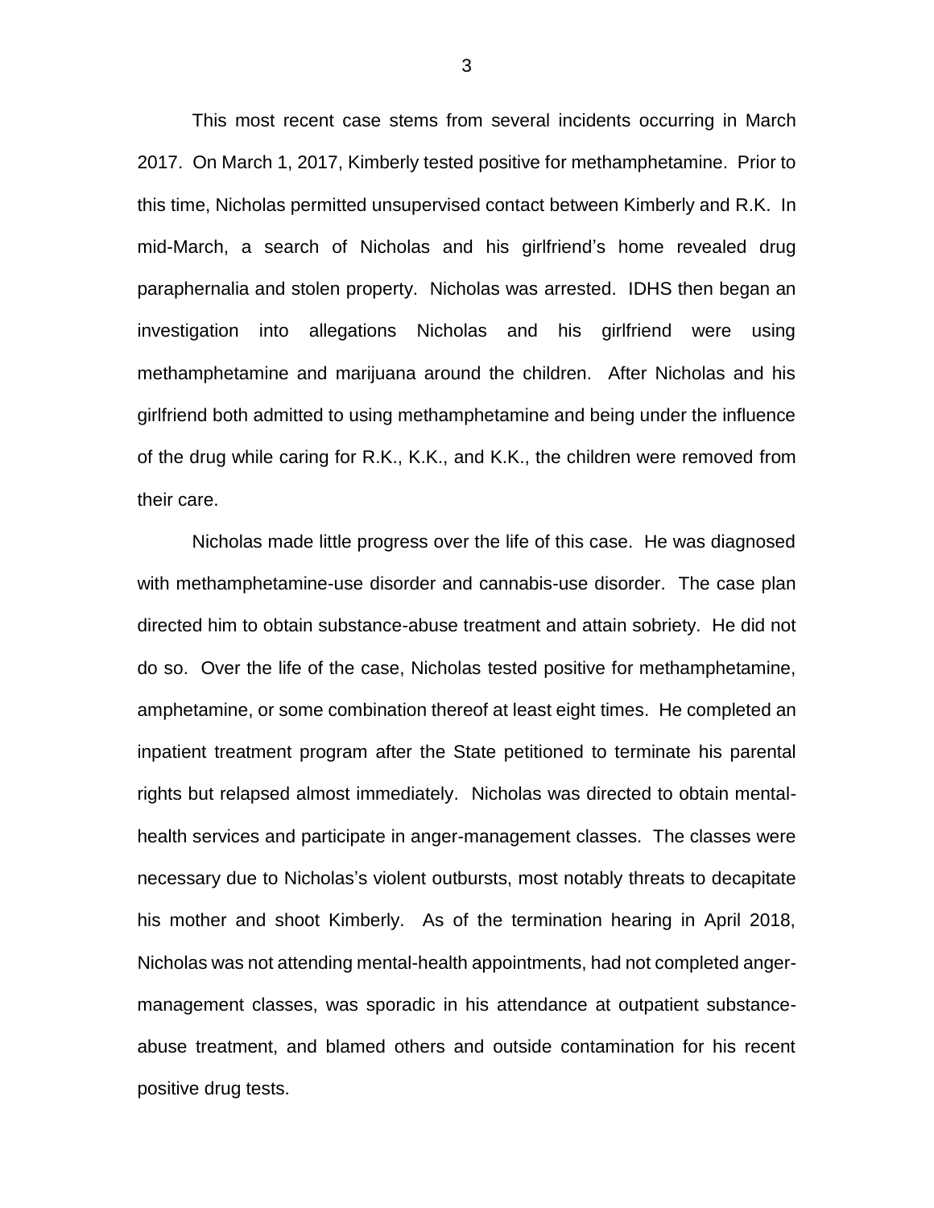This most recent case stems from several incidents occurring in March 2017. On March 1, 2017, Kimberly tested positive for methamphetamine. Prior to this time, Nicholas permitted unsupervised contact between Kimberly and R.K. In mid-March, a search of Nicholas and his girlfriend's home revealed drug paraphernalia and stolen property. Nicholas was arrested. IDHS then began an investigation into allegations Nicholas and his girlfriend were using methamphetamine and marijuana around the children. After Nicholas and his girlfriend both admitted to using methamphetamine and being under the influence of the drug while caring for R.K., K.K., and K.K., the children were removed from their care.

Nicholas made little progress over the life of this case. He was diagnosed with methamphetamine-use disorder and cannabis-use disorder. The case plan directed him to obtain substance-abuse treatment and attain sobriety. He did not do so. Over the life of the case, Nicholas tested positive for methamphetamine, amphetamine, or some combination thereof at least eight times. He completed an inpatient treatment program after the State petitioned to terminate his parental rights but relapsed almost immediately. Nicholas was directed to obtain mental-health services and participate in anger-management classes. The classes were necessary due to Nicholas's violent outbursts, most notably threats to decapitate his mother and shoot Kimberly. As of the termination hearing in April 2018, Nicholas was not attending mental-health appointments, had not completed anger-management classes, was sporadic in his attendance at outpatient substance-abuse treatment, and blamed others and outside contamination for his recent positive drug tests.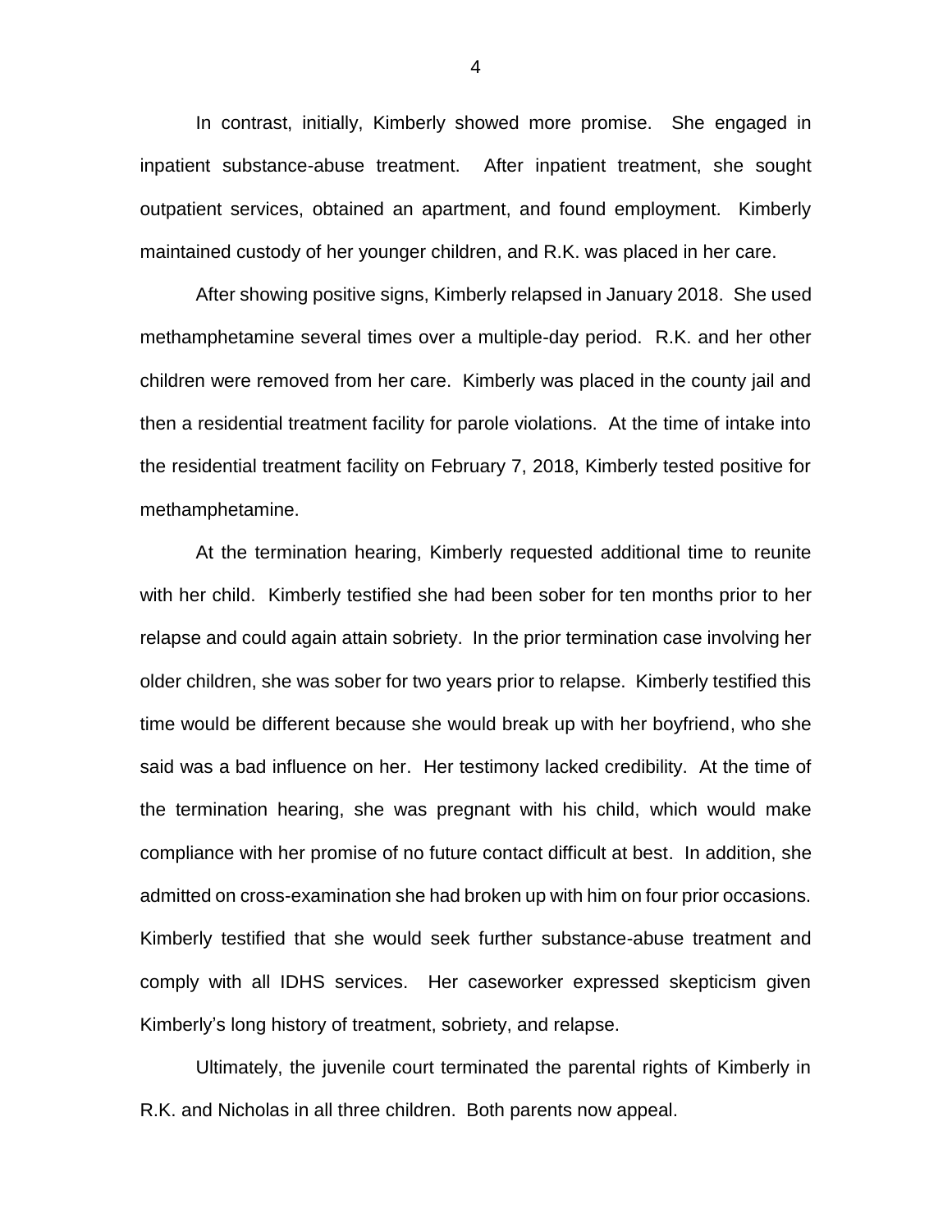In contrast, initially, Kimberly showed more promise. She engaged in inpatient substance-abuse treatment. After inpatient treatment, she sought outpatient services, obtained an apartment, and found employment. Kimberly maintained custody of her younger children, and R.K. was placed in her care.

After showing positive signs, Kimberly relapsed in January 2018. She used methamphetamine several times over a multiple-day period. R.K. and her other children were removed from her care. Kimberly was placed in the county jail and then a residential treatment facility for parole violations. At the time of intake into the residential treatment facility on February 7, 2018, Kimberly tested positive for methamphetamine.

At the termination hearing, Kimberly requested additional time to reunite with her child. Kimberly testified she had been sober for ten months prior to her relapse and could again attain sobriety. In the prior termination case involving her older children, she was sober for two years prior to relapse. Kimberly testified this time would be different because she would break up with her boyfriend, who she said was a bad influence on her. Her testimony lacked credibility. At the time of the termination hearing, she was pregnant with his child, which would make compliance with her promise of no future contact difficult at best. In addition, she admitted on cross-examination she had broken up with him on four prior occasions. Kimberly testified that she would seek further substance-abuse treatment and comply with all IDHS services. Her caseworker expressed skepticism given Kimberly's long history of treatment, sobriety, and relapse.

Ultimately, the juvenile court terminated the parental rights of Kimberly in R.K. and Nicholas in all three children. Both parents now appeal.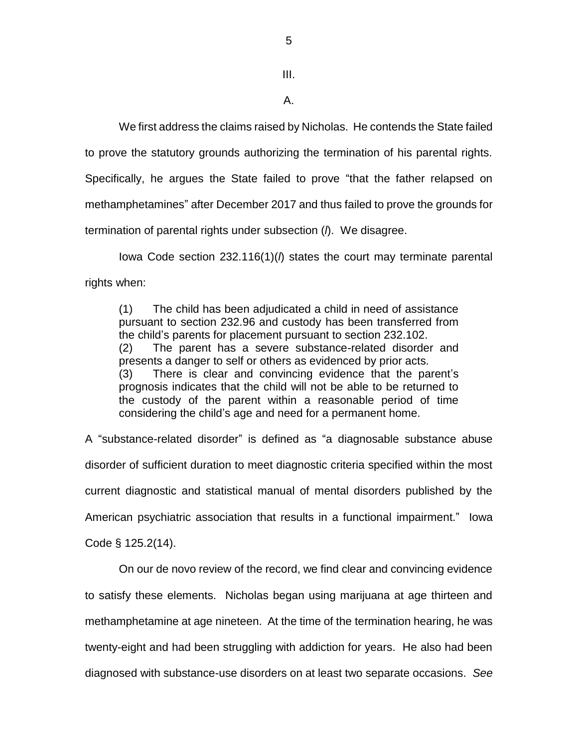III.

A.

We first address the claims raised by Nicholas. He contends the State failed to prove the statutory grounds authorizing the termination of his parental rights. Specifically, he argues the State failed to prove "that the father relapsed on methamphetamines" after December 2017 and thus failed to prove the grounds for termination of parental rights under subsection (*l*). We disagree.

Iowa Code section 232.116(1)(*l*) states the court may terminate parental rights when:

> (1) The child has been adjudicated a child in need of assistance pursuant to section 232.96 and custody has been transferred from the child's parents for placement pursuant to section 232.102.
> (2) The parent has a severe substance-related disorder and presents a danger to self or others as evidenced by prior acts.
> (3) There is clear and convincing evidence that the parent's prognosis indicates that the child will not be able to be returned to the custody of the parent within a reasonable period of time considering the child's age and need for a permanent home.

A "substance-related disorder" is defined as "a diagnosable substance abuse disorder of sufficient duration to meet diagnostic criteria specified within the most current diagnostic and statistical manual of mental disorders published by the American psychiatric association that results in a functional impairment." Iowa Code § 125.2(14).

On our de novo review of the record, we find clear and convincing evidence to satisfy these elements. Nicholas began using marijuana at age thirteen and methamphetamine at age nineteen. At the time of the termination hearing, he was twenty-eight and had been struggling with addiction for years. He also had been diagnosed with substance-use disorders on at least two separate occasions. *See*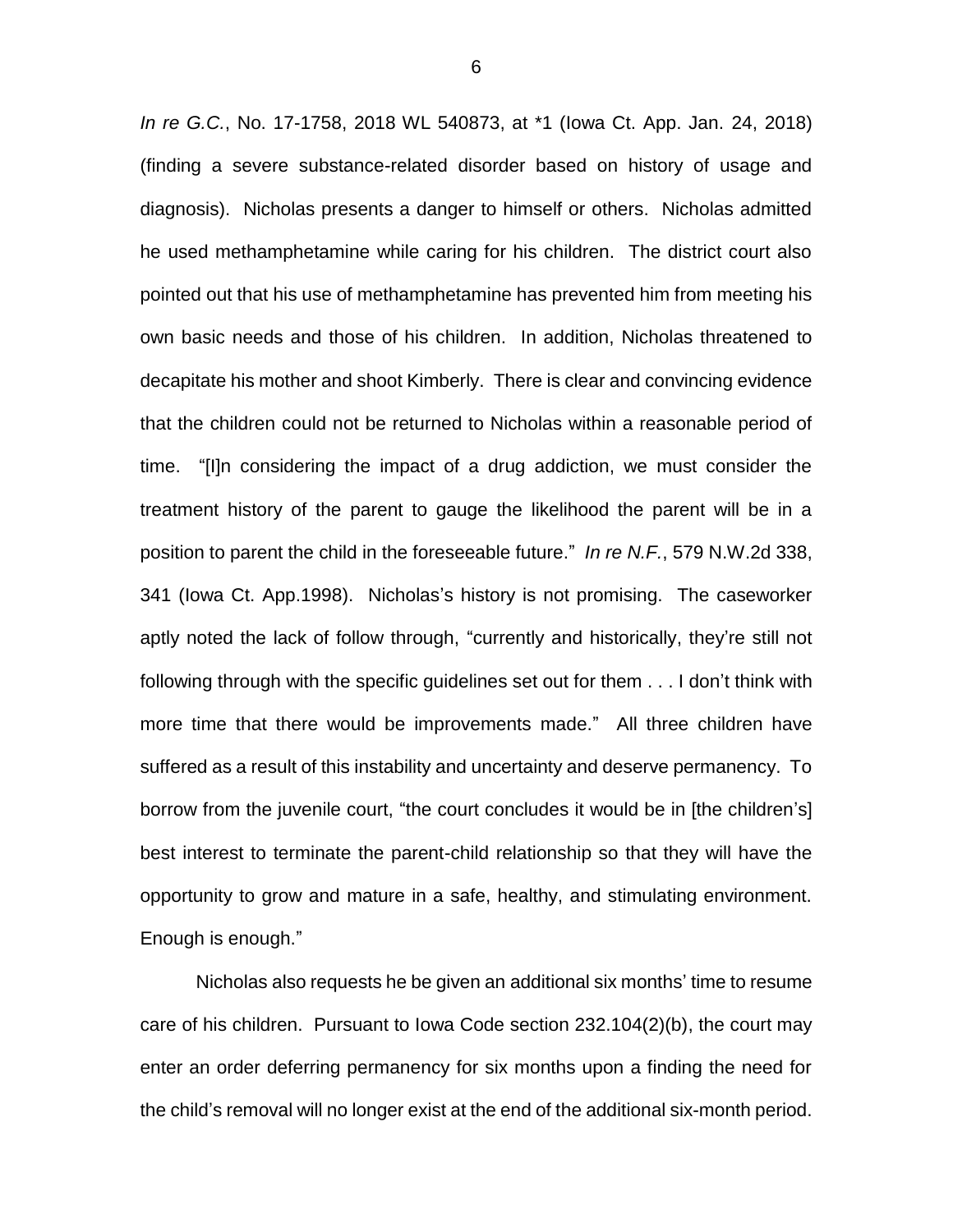*In re G.C.*, No. 17-1758, 2018 WL 540873, at *1 (Iowa Ct. App. Jan. 24, 2018) (finding a severe substance-related disorder based on history of usage and diagnosis). Nicholas presents a danger to himself or others. Nicholas admitted he used methamphetamine while caring for his children. The district court also pointed out that his use of methamphetamine has prevented him from meeting his own basic needs and those of his children. In addition, Nicholas threatened to decapitate his mother and shoot Kimberly. There is clear and convincing evidence that the children could not be returned to Nicholas within a reasonable period of time. "[I]n considering the impact of a drug addiction, we must consider the treatment history of the parent to gauge the likelihood the parent will be in a position to parent the child in the foreseeable future." *In re N.F.*, 579 N.W.2d 338, 341 (Iowa Ct. App.1998). Nicholas's history is not promising. The caseworker aptly noted the lack of follow through, "currently and historically, they're still not following through with the specific guidelines set out for them . . . I don't think with more time that there would be improvements made." All three children have suffered as a result of this instability and uncertainty and deserve permanency. To borrow from the juvenile court, "the court concludes it would be in [the children's] best interest to terminate the parent-child relationship so that they will have the opportunity to grow and mature in a safe, healthy, and stimulating environment. Enough is enough."

Nicholas also requests he be given an additional six months' time to resume care of his children. Pursuant to Iowa Code section 232.104(2)(b), the court may enter an order deferring permanency for six months upon a finding the need for the child's removal will no longer exist at the end of the additional six-month period.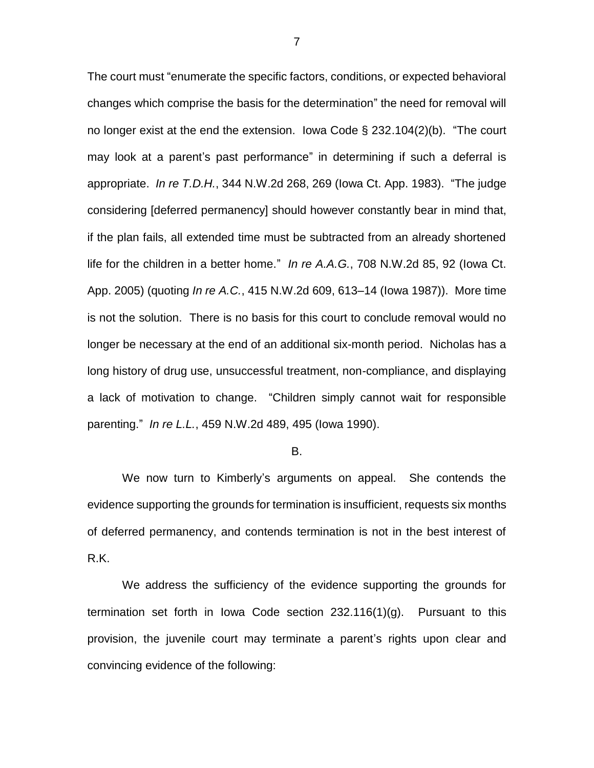The court must "enumerate the specific factors, conditions, or expected behavioral changes which comprise the basis for the determination" the need for removal will no longer exist at the end the extension. Iowa Code § 232.104(2)(b). "The court may look at a parent's past performance" in determining if such a deferral is appropriate. *In re T.D.H.*, 344 N.W.2d 268, 269 (Iowa Ct. App. 1983). "The judge considering [deferred permanency] should however constantly bear in mind that, if the plan fails, all extended time must be subtracted from an already shortened life for the children in a better home." *In re A.A.G.*, 708 N.W.2d 85, 92 (Iowa Ct. App. 2005) (quoting *In re A.C.*, 415 N.W.2d 609, 613–14 (Iowa 1987)). More time is not the solution. There is no basis for this court to conclude removal would no longer be necessary at the end of an additional six-month period. Nicholas has a long history of drug use, unsuccessful treatment, non-compliance, and displaying a lack of motivation to change. "Children simply cannot wait for responsible parenting." *In re L.L.*, 459 N.W.2d 489, 495 (Iowa 1990).

B.

We now turn to Kimberly's arguments on appeal. She contends the evidence supporting the grounds for termination is insufficient, requests six months of deferred permanency, and contends termination is not in the best interest of R.K.

We address the sufficiency of the evidence supporting the grounds for termination set forth in Iowa Code section 232.116(1)(g). Pursuant to this provision, the juvenile court may terminate a parent's rights upon clear and convincing evidence of the following: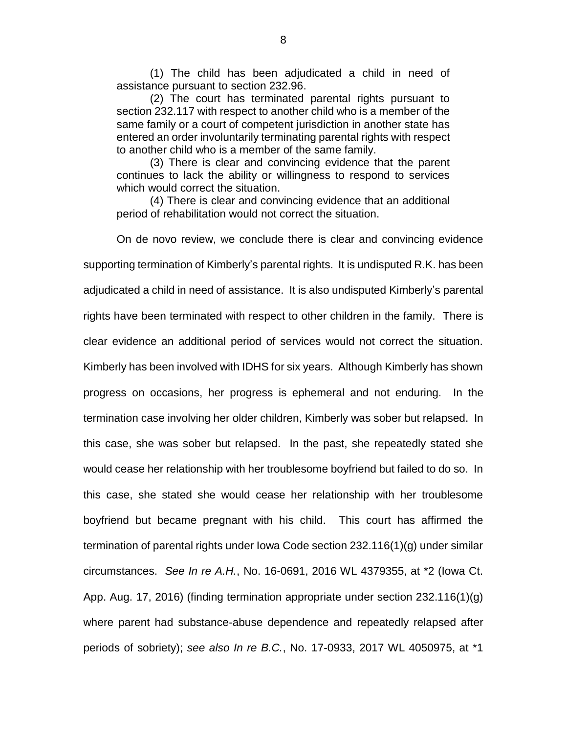(1) The child has been adjudicated a child in need of assistance pursuant to section 232.96.

(2) The court has terminated parental rights pursuant to section 232.117 with respect to another child who is a member of the same family or a court of competent jurisdiction in another state has entered an order involuntarily terminating parental rights with respect to another child who is a member of the same family.

(3) There is clear and convincing evidence that the parent continues to lack the ability or willingness to respond to services which would correct the situation.

(4) There is clear and convincing evidence that an additional period of rehabilitation would not correct the situation.

On de novo review, we conclude there is clear and convincing evidence supporting termination of Kimberly's parental rights. It is undisputed R.K. has been adjudicated a child in need of assistance. It is also undisputed Kimberly's parental rights have been terminated with respect to other children in the family. There is clear evidence an additional period of services would not correct the situation. Kimberly has been involved with IDHS for six years. Although Kimberly has shown progress on occasions, her progress is ephemeral and not enduring. In the termination case involving her older children, Kimberly was sober but relapsed. In this case, she was sober but relapsed. In the past, she repeatedly stated she would cease her relationship with her troublesome boyfriend but failed to do so. In this case, she stated she would cease her relationship with her troublesome boyfriend but became pregnant with his child. This court has affirmed the termination of parental rights under Iowa Code section 232.116(1)(g) under similar circumstances. *See In re A.H.*, No. 16-0691, 2016 WL 4379355, at *2 (Iowa Ct. App. Aug. 17, 2016) (finding termination appropriate under section 232.116(1)(g) where parent had substance-abuse dependence and repeatedly relapsed after periods of sobriety); *see also In re B.C.*, No. 17-0933, 2017 WL 4050975, at *1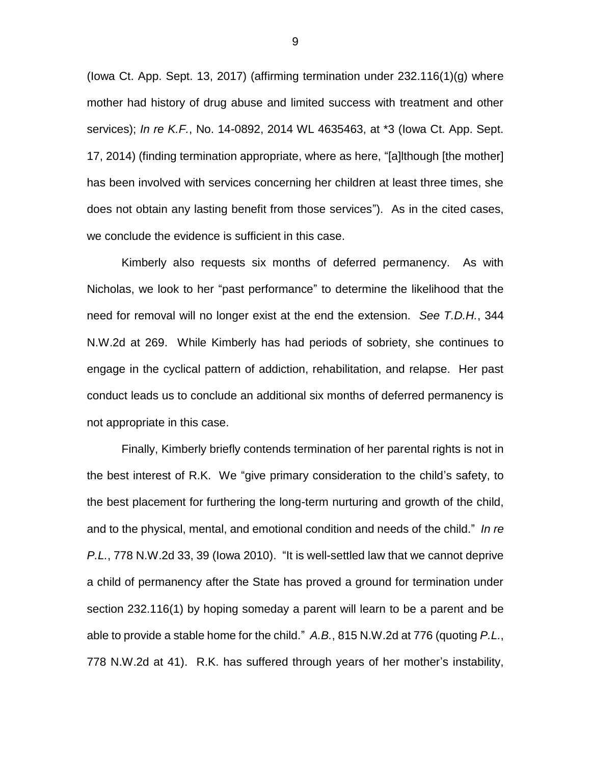(Iowa Ct. App. Sept. 13, 2017) (affirming termination under 232.116(1)(g) where mother had history of drug abuse and limited success with treatment and other services); *In re K.F.*, No. 14-0892, 2014 WL 4635463, at *3 (Iowa Ct. App. Sept. 17, 2014) (finding termination appropriate, where as here, "[a]lthough [the mother] has been involved with services concerning her children at least three times, she does not obtain any lasting benefit from those services"). As in the cited cases, we conclude the evidence is sufficient in this case.

Kimberly also requests six months of deferred permanency. As with Nicholas, we look to her "past performance" to determine the likelihood that the need for removal will no longer exist at the end the extension. *See T.D.H.*, 344 N.W.2d at 269. While Kimberly has had periods of sobriety, she continues to engage in the cyclical pattern of addiction, rehabilitation, and relapse. Her past conduct leads us to conclude an additional six months of deferred permanency is not appropriate in this case.

Finally, Kimberly briefly contends termination of her parental rights is not in the best interest of R.K. We "give primary consideration to the child's safety, to the best placement for furthering the long-term nurturing and growth of the child, and to the physical, mental, and emotional condition and needs of the child." *In re P.L.*, 778 N.W.2d 33, 39 (Iowa 2010). "It is well-settled law that we cannot deprive a child of permanency after the State has proved a ground for termination under section 232.116(1) by hoping someday a parent will learn to be a parent and be able to provide a stable home for the child." *A.B.*, 815 N.W.2d at 776 (quoting *P.L.*, 778 N.W.2d at 41). R.K. has suffered through years of her mother's instability,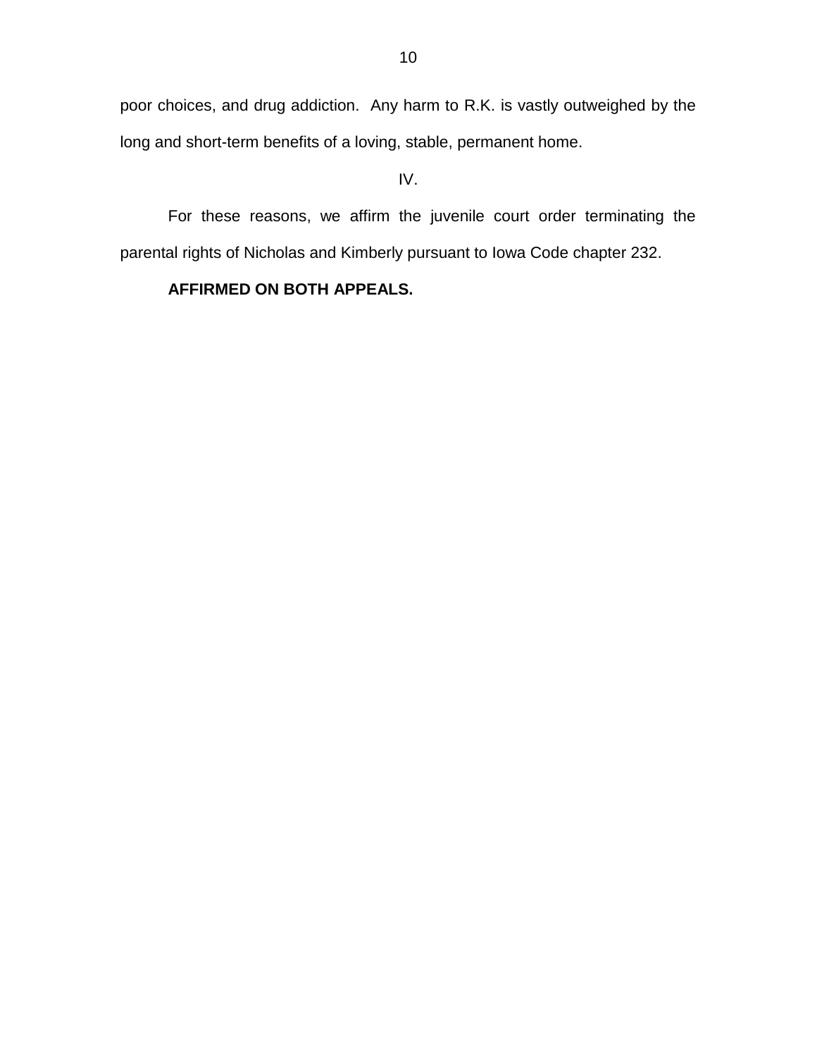poor choices, and drug addiction. Any harm to R.K. is vastly outweighed by the long and short-term benefits of a loving, stable, permanent home.

IV.

For these reasons, we affirm the juvenile court order terminating the parental rights of Nicholas and Kimberly pursuant to Iowa Code chapter 232.

**AFFIRMED ON BOTH APPEALS.**